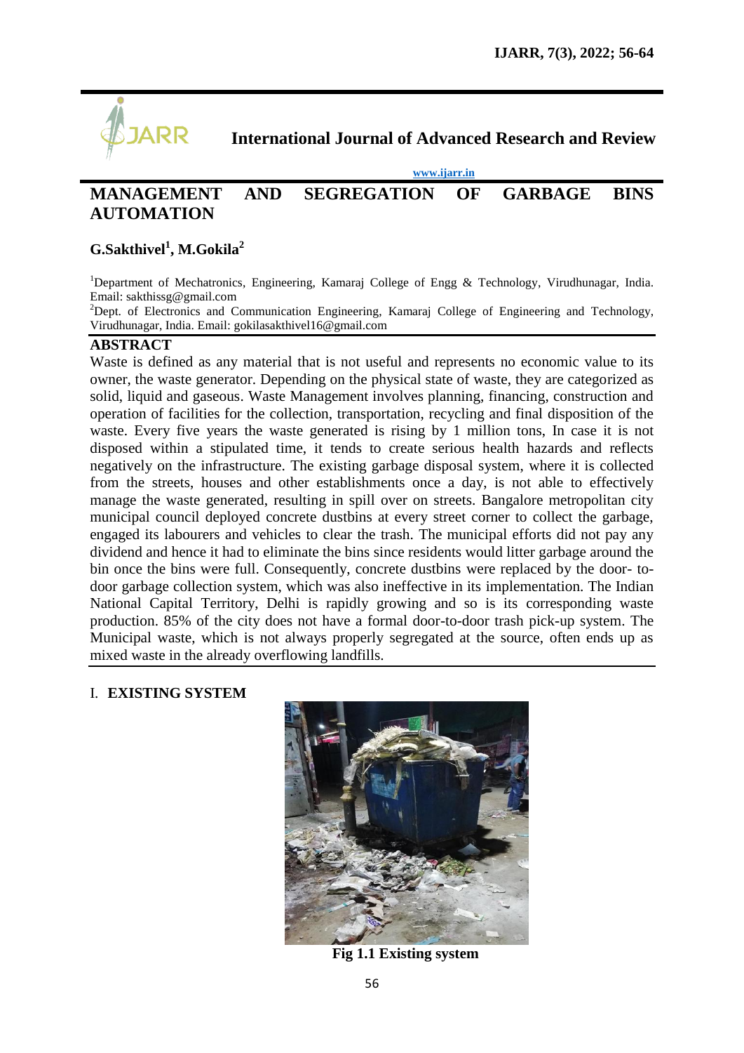**International Journal of Advanced Research and Review**

www.ijarr.in

# MANAGEMENT AND SEGREGATION OF GARBAGE BINS AUTOMATION

**G.Sakthivel[1], M.Gokila[2]**

[1]Department of Mechatronics, Engineering, Kamaraj College of Engg & Technology, Virudhunagar, India. Email: sakthissg@gmail.com

[2]Dept. of Electronics and Communication Engineering, Kamaraj College of Engineering and Technology, Virudhunagar, India. Email: gokilasakthivel16@gmail.com

## ABSTRACT

Waste is defined as any material that is not useful and represents no economic value to its owner, the waste generator. Depending on the physical state of waste, they are categorized as solid, liquid and gaseous. Waste Management involves planning, financing, construction and operation of facilities for the collection, transportation, recycling and final disposition of the waste. Every five years the waste generated is rising by 1 million tons, In case it is not disposed within a stipulated time, it tends to create serious health hazards and reflects negatively on the infrastructure. The existing garbage disposal system, where it is collected from the streets, houses and other establishments once a day, is not able to effectively manage the waste generated, resulting in spill over on streets. Bangalore metropolitan city municipal council deployed concrete dustbins at every street corner to collect the garbage, engaged its labourers and vehicles to clear the trash. The municipal efforts did not pay any dividend and hence it had to eliminate the bins since residents would litter garbage around the bin once the bins were full. Consequently, concrete dustbins were replaced by the door- to-door garbage collection system, which was also ineffective in its implementation. The Indian National Capital Territory, Delhi is rapidly growing and so is its corresponding waste production. 85% of the city does not have a formal door-to-door trash pick-up system. The Municipal waste, which is not always properly segregated at the source, often ends up as mixed waste in the already overflowing landfills.

## I. EXISTING SYSTEM

Fig 1.1 Existing system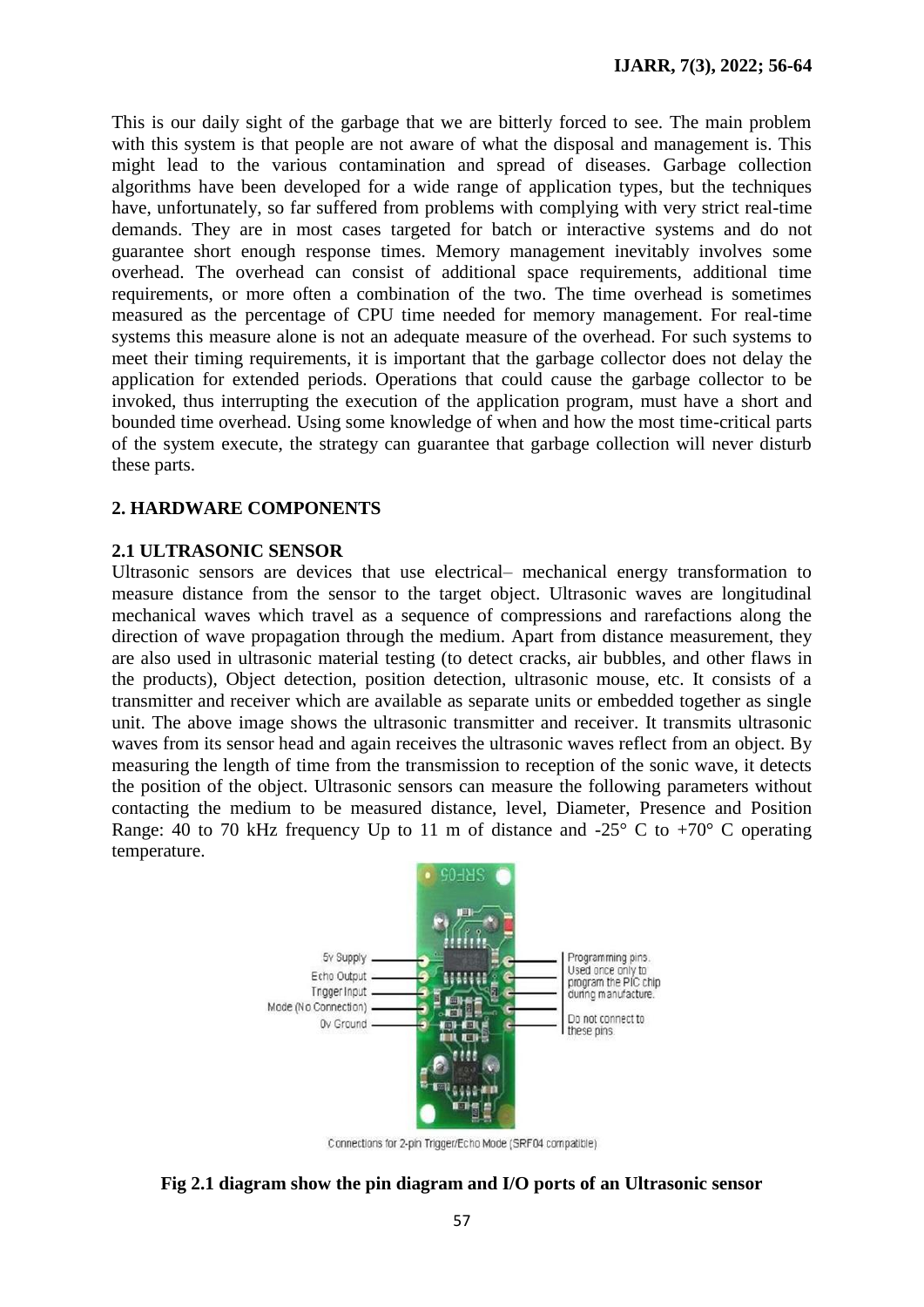This is our daily sight of the garbage that we are bitterly forced to see. The main problem with this system is that people are not aware of what the disposal and management is. This might lead to the various contamination and spread of diseases. Garbage collection algorithms have been developed for a wide range of application types, but the techniques have, unfortunately, so far suffered from problems with complying with very strict real-time demands. They are in most cases targeted for batch or interactive systems and do not guarantee short enough response times. Memory management inevitably involves some overhead. The overhead can consist of additional space requirements, additional time requirements, or more often a combination of the two. The time overhead is sometimes measured as the percentage of CPU time needed for memory management. For real-time systems this measure alone is not an adequate measure of the overhead. For such systems to meet their timing requirements, it is important that the garbage collector does not delay the application for extended periods. Operations that could cause the garbage collector to be invoked, thus interrupting the execution of the application program, must have a short and bounded time overhead. Using some knowledge of when and how the most time-critical parts of the system execute, the strategy can guarantee that garbage collection will never disturb these parts.

## 2. HARDWARE COMPONENTS

### 2.1 ULTRASONIC SENSOR

Ultrasonic sensors are devices that use electrical– mechanical energy transformation to measure distance from the sensor to the target object. Ultrasonic waves are longitudinal mechanical waves which travel as a sequence of compressions and rarefactions along the direction of wave propagation through the medium. Apart from distance measurement, they are also used in ultrasonic material testing (to detect cracks, air bubbles, and other flaws in the products), Object detection, position detection, ultrasonic mouse, etc. It consists of a transmitter and receiver which are available as separate units or embedded together as single unit. The above image shows the ultrasonic transmitter and receiver. It transmits ultrasonic waves from its sensor head and again receives the ultrasonic waves reflect from an object. By measuring the length of time from the transmission to reception of the sonic wave, it detects the position of the object. Ultrasonic sensors can measure the following parameters without contacting the medium to be measured distance, level, Diameter, Presence and Position Range: 40 to 70 kHz frequency Up to 11 m of distance and -25° C to +70° C operating temperature.

Connections for 2-pin Trigger/Echo Mode (SRF04 compatible)

**Fig 2.1 diagram show the pin diagram and I/O ports of an Ultrasonic sensor**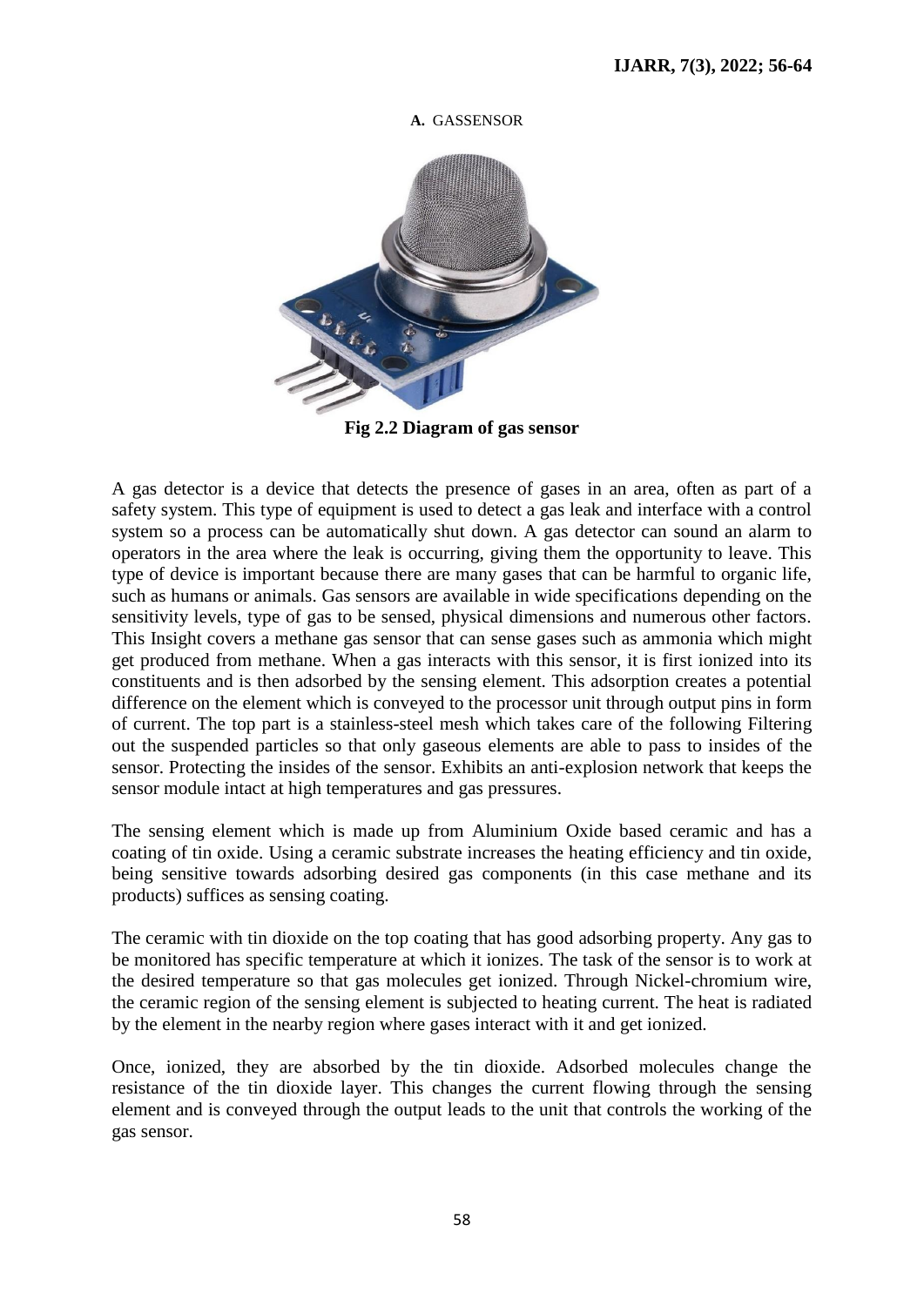### A. GASSENSOR

**Fig 2.2 Diagram of gas sensor**

A gas detector is a device that detects the presence of gases in an area, often as part of a safety system. This type of equipment is used to detect a gas leak and interface with a control system so a process can be automatically shut down. A gas detector can sound an alarm to operators in the area where the leak is occurring, giving them the opportunity to leave. This type of device is important because there are many gases that can be harmful to organic life, such as humans or animals. Gas sensors are available in wide specifications depending on the sensitivity levels, type of gas to be sensed, physical dimensions and numerous other factors. This Insight covers a methane gas sensor that can sense gases such as ammonia which might get produced from methane. When a gas interacts with this sensor, it is first ionized into its constituents and is then adsorbed by the sensing element. This adsorption creates a potential difference on the element which is conveyed to the processor unit through output pins in form of current. The top part is a stainless-steel mesh which takes care of the following Filtering out the suspended particles so that only gaseous elements are able to pass to insides of the sensor. Protecting the insides of the sensor. Exhibits an anti-explosion network that keeps the sensor module intact at high temperatures and gas pressures.

The sensing element which is made up from Aluminium Oxide based ceramic and has a coating of tin oxide. Using a ceramic substrate increases the heating efficiency and tin oxide, being sensitive towards adsorbing desired gas components (in this case methane and its products) suffices as sensing coating.

The ceramic with tin dioxide on the top coating that has good adsorbing property. Any gas to be monitored has specific temperature at which it ionizes. The task of the sensor is to work at the desired temperature so that gas molecules get ionized. Through Nickel-chromium wire, the ceramic region of the sensing element is subjected to heating current. The heat is radiated by the element in the nearby region where gases interact with it and get ionized.

Once, ionized, they are absorbed by the tin dioxide. Adsorbed molecules change the resistance of the tin dioxide layer. This changes the current flowing through the sensing element and is conveyed through the output leads to the unit that controls the working of the gas sensor.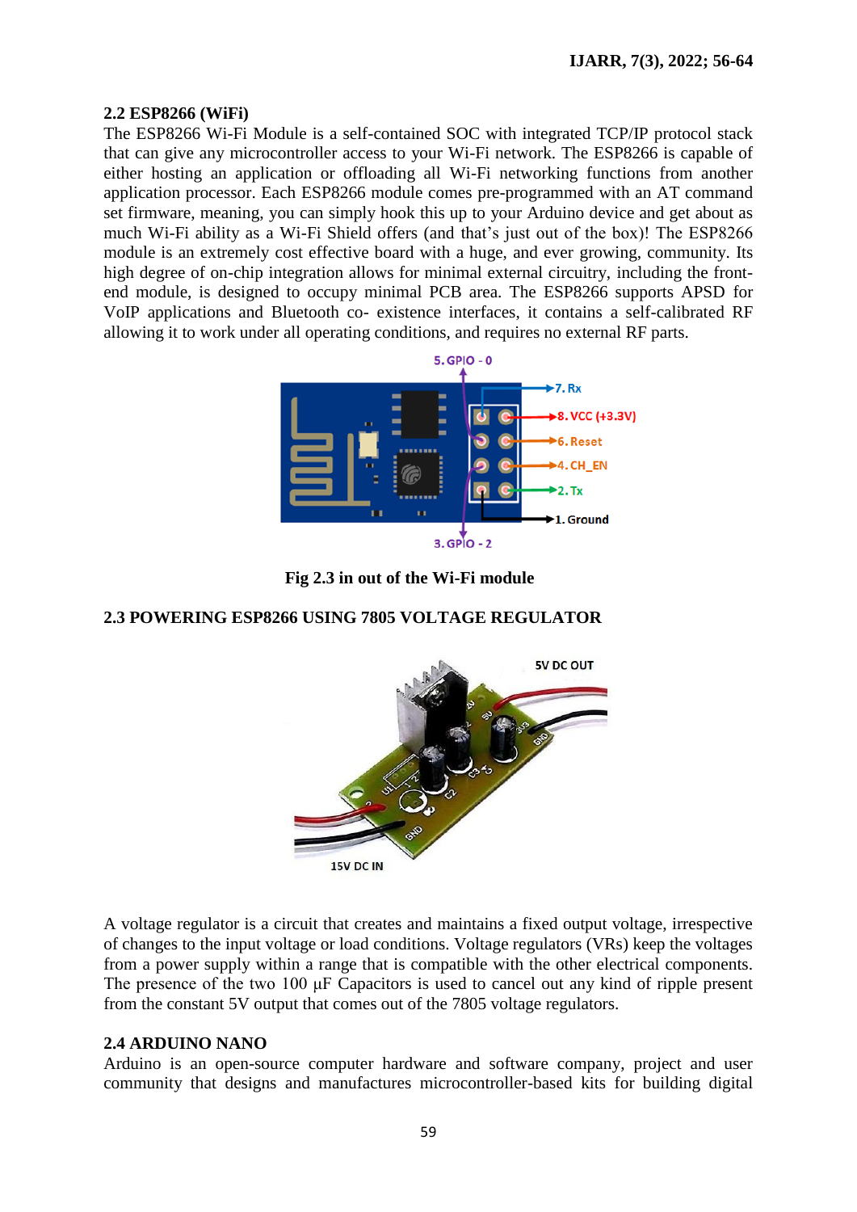### 2.2 ESP8266 (WiFi)

The ESP8266 Wi-Fi Module is a self-contained SOC with integrated TCP/IP protocol stack that can give any microcontroller access to your Wi-Fi network. The ESP8266 is capable of either hosting an application or offloading all Wi-Fi networking functions from another application processor. Each ESP8266 module comes pre-programmed with an AT command set firmware, meaning, you can simply hook this up to your Arduino device and get about as much Wi-Fi ability as a Wi-Fi Shield offers (and that's just out of the box)! The ESP8266 module is an extremely cost effective board with a huge, and ever growing, community. Its high degree of on-chip integration allows for minimal external circuitry, including the front-end module, is designed to occupy minimal PCB area. The ESP8266 supports APSD for VoIP applications and Bluetooth co- existence interfaces, it contains a self-calibrated RF allowing it to work under all operating conditions, and requires no external RF parts.

**Fig 2.3 in out of the Wi-Fi module**

### 2.3 POWERING ESP8266 USING 7805 VOLTAGE REGULATOR

A voltage regulator is a circuit that creates and maintains a fixed output voltage, irrespective of changes to the input voltage or load conditions. Voltage regulators (VRs) keep the voltages from a power supply within a range that is compatible with the other electrical components. The presence of the two 100 µF Capacitors is used to cancel out any kind of ripple present from the constant 5V output that comes out of the 7805 voltage regulators.

### 2.4 ARDUINO NANO

Arduino is an open-source computer hardware and software company, project and user community that designs and manufactures microcontroller-based kits for building digital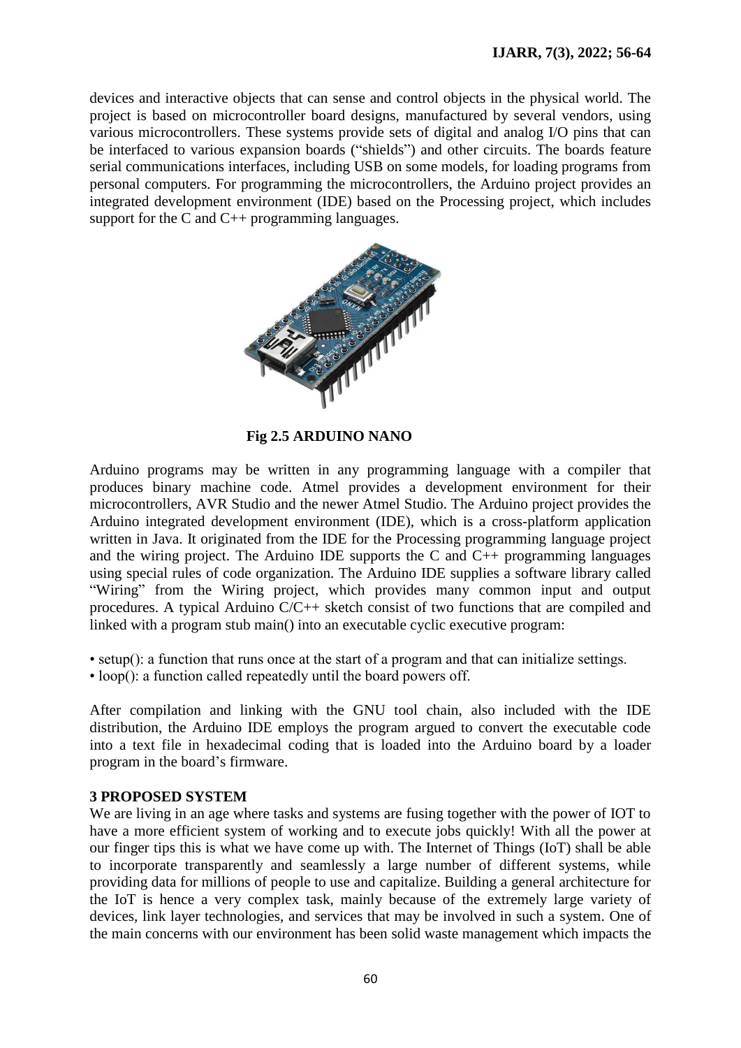devices and interactive objects that can sense and control objects in the physical world. The project is based on microcontroller board designs, manufactured by several vendors, using various microcontrollers. These systems provide sets of digital and analog I/O pins that can be interfaced to various expansion boards ("shields") and other circuits. The boards feature serial communications interfaces, including USB on some models, for loading programs from personal computers. For programming the microcontrollers, the Arduino project provides an integrated development environment (IDE) based on the Processing project, which includes support for the C and C++ programming languages.

**Fig 2.5 ARDUINO NANO**

Arduino programs may be written in any programming language with a compiler that produces binary machine code. Atmel provides a development environment for their microcontrollers, AVR Studio and the newer Atmel Studio. The Arduino project provides the Arduino integrated development environment (IDE), which is a cross-platform application written in Java. It originated from the IDE for the Processing programming language project and the wiring project. The Arduino IDE supports the C and C++ programming languages using special rules of code organization. The Arduino IDE supplies a software library called "Wiring" from the Wiring project, which provides many common input and output procedures. A typical Arduino C/C++ sketch consist of two functions that are compiled and linked with a program stub main() into an executable cyclic executive program:

- setup(): a function that runs once at the start of a program and that can initialize settings.
- loop(): a function called repeatedly until the board powers off.

After compilation and linking with the GNU tool chain, also included with the IDE distribution, the Arduino IDE employs the program argued to convert the executable code into a text file in hexadecimal coding that is loaded into the Arduino board by a loader program in the board's firmware.

## 3 PROPOSED SYSTEM

We are living in an age where tasks and systems are fusing together with the power of IOT to have a more efficient system of working and to execute jobs quickly! With all the power at our finger tips this is what we have come up with. The Internet of Things (IoT) shall be able to incorporate transparently and seamlessly a large number of different systems, while providing data for millions of people to use and capitalize. Building a general architecture for the IoT is hence a very complex task, mainly because of the extremely large variety of devices, link layer technologies, and services that may be involved in such a system. One of the main concerns with our environment has been solid waste management which impacts the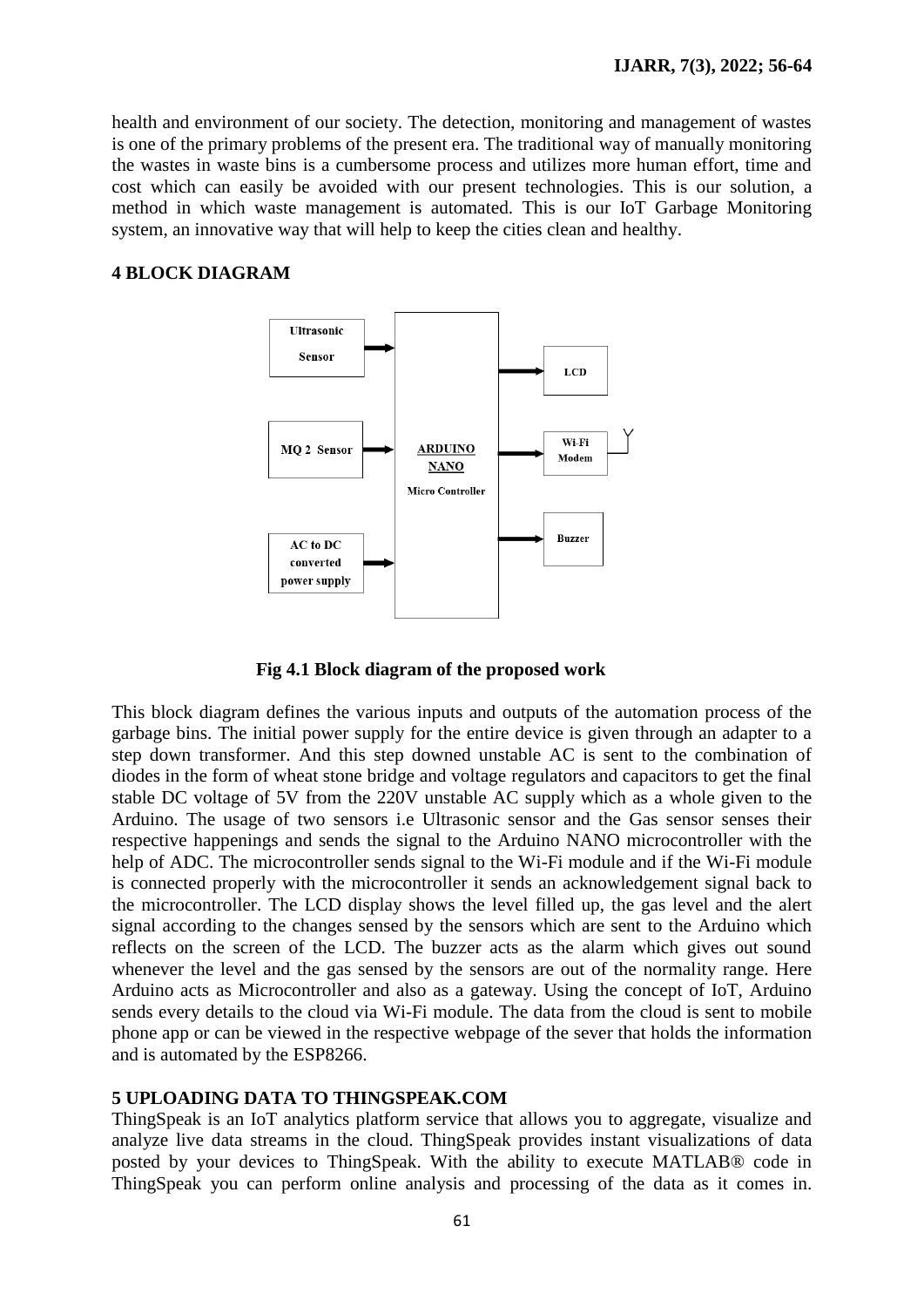health and environment of our society. The detection, monitoring and management of wastes is one of the primary problems of the present era. The traditional way of manually monitoring the wastes in waste bins is a cumbersome process and utilizes more human effort, time and cost which can easily be avoided with our present technologies. This is our solution, a method in which waste management is automated. This is our IoT Garbage Monitoring system, an innovative way that will help to keep the cities clean and healthy.

## 4 BLOCK DIAGRAM

Ultrasonic Sensor

MQ 2 Sensor

AC to DC converted power supply

ARDUINO NANO Micro Controller

LCD

Wi-Fi Modem

Buzzer

**Fig 4.1 Block diagram of the proposed work**

This block diagram defines the various inputs and outputs of the automation process of the garbage bins. The initial power supply for the entire device is given through an adapter to a step down transformer. And this step downed unstable AC is sent to the combination of diodes in the form of wheat stone bridge and voltage regulators and capacitors to get the final stable DC voltage of 5V from the 220V unstable AC supply which as a whole given to the Arduino. The usage of two sensors i.e Ultrasonic sensor and the Gas sensor senses their respective happenings and sends the signal to the Arduino NANO microcontroller with the help of ADC. The microcontroller sends signal to the Wi-Fi module and if the Wi-Fi module is connected properly with the microcontroller it sends an acknowledgement signal back to the microcontroller. The LCD display shows the level filled up, the gas level and the alert signal according to the changes sensed by the sensors which are sent to the Arduino which reflects on the screen of the LCD. The buzzer acts as the alarm which gives out sound whenever the level and the gas sensed by the sensors are out of the normality range. Here Arduino acts as Microcontroller and also as a gateway. Using the concept of IoT, Arduino sends every details to the cloud via Wi-Fi module. The data from the cloud is sent to mobile phone app or can be viewed in the respective webpage of the sever that holds the information and is automated by the ESP8266.

## 5 UPLOADING DATA TO THINGSPEAK.COM

ThingSpeak is an IoT analytics platform service that allows you to aggregate, visualize and analyze live data streams in the cloud. ThingSpeak provides instant visualizations of data posted by your devices to ThingSpeak. With the ability to execute MATLAB® code in ThingSpeak you can perform online analysis and processing of the data as it comes in.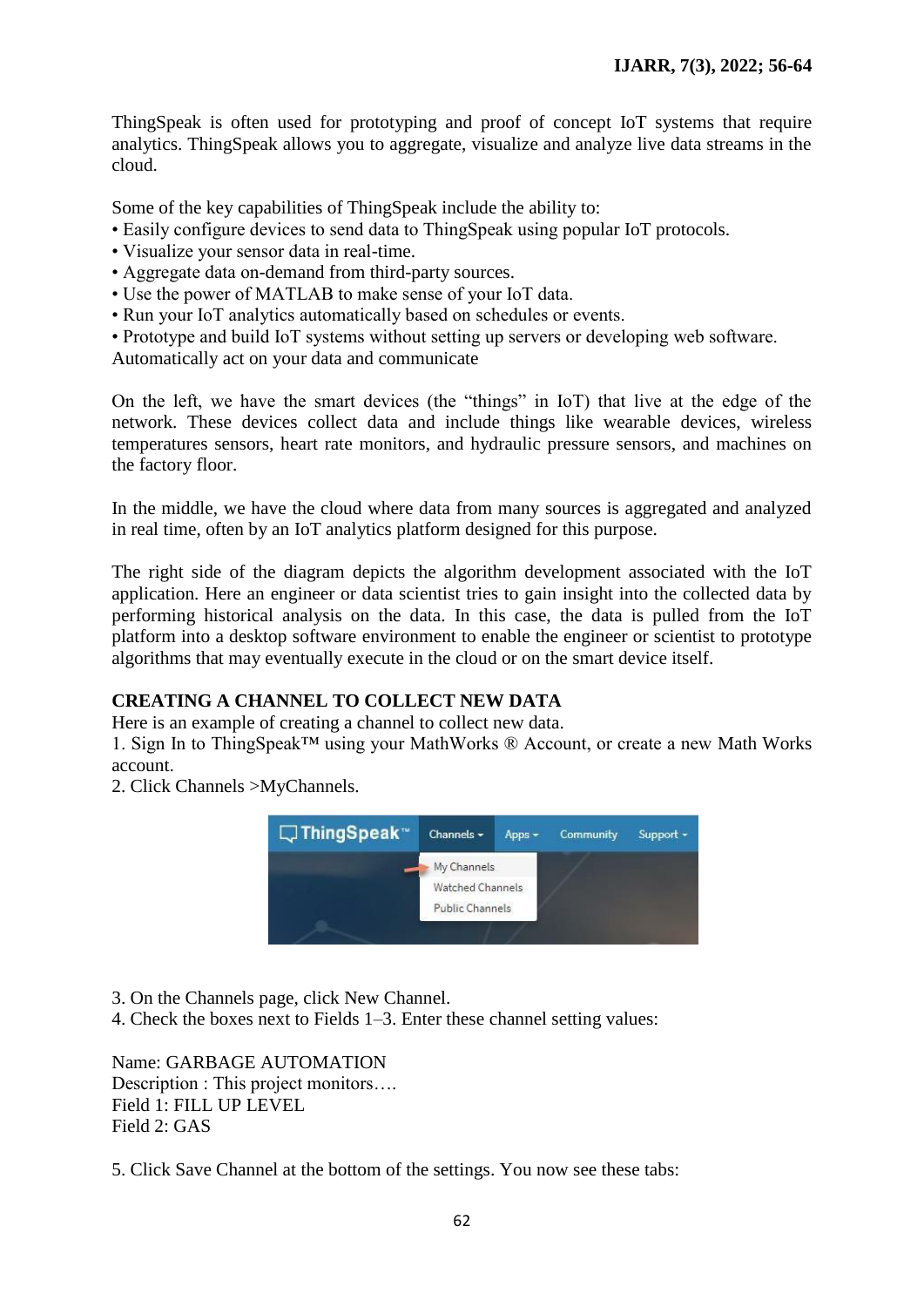ThingSpeak is often used for prototyping and proof of concept IoT systems that require analytics. ThingSpeak allows you to aggregate, visualize and analyze live data streams in the cloud.

Some of the key capabilities of ThingSpeak include the ability to:

- Easily configure devices to send data to ThingSpeak using popular IoT protocols.
- Visualize your sensor data in real-time.
- Aggregate data on-demand from third-party sources.
- Use the power of MATLAB to make sense of your IoT data.
- Run your IoT analytics automatically based on schedules or events.
- Prototype and build IoT systems without setting up servers or developing web software.

Automatically act on your data and communicate

On the left, we have the smart devices (the "things" in IoT) that live at the edge of the network. These devices collect data and include things like wearable devices, wireless temperatures sensors, heart rate monitors, and hydraulic pressure sensors, and machines on the factory floor.

In the middle, we have the cloud where data from many sources is aggregated and analyzed in real time, often by an IoT analytics platform designed for this purpose.

The right side of the diagram depicts the algorithm development associated with the IoT application. Here an engineer or data scientist tries to gain insight into the collected data by performing historical analysis on the data. In this case, the data is pulled from the IoT platform into a desktop software environment to enable the engineer or scientist to prototype algorithms that may eventually execute in the cloud or on the smart device itself.

## CREATING A CHANNEL TO COLLECT NEW DATA

Here is an example of creating a channel to collect new data.

1. Sign In to ThingSpeak™ using your MathWorks ® Account, or create a new Math Works account.
2. Click Channels >MyChannels.

3. On the Channels page, click New Channel.
4. Check the boxes next to Fields 1–3. Enter these channel setting values:

Name: GARBAGE AUTOMATION
Description : This project monitors….
Field 1: FILL UP LEVEL
Field 2: GAS

5. Click Save Channel at the bottom of the settings. You now see these tabs: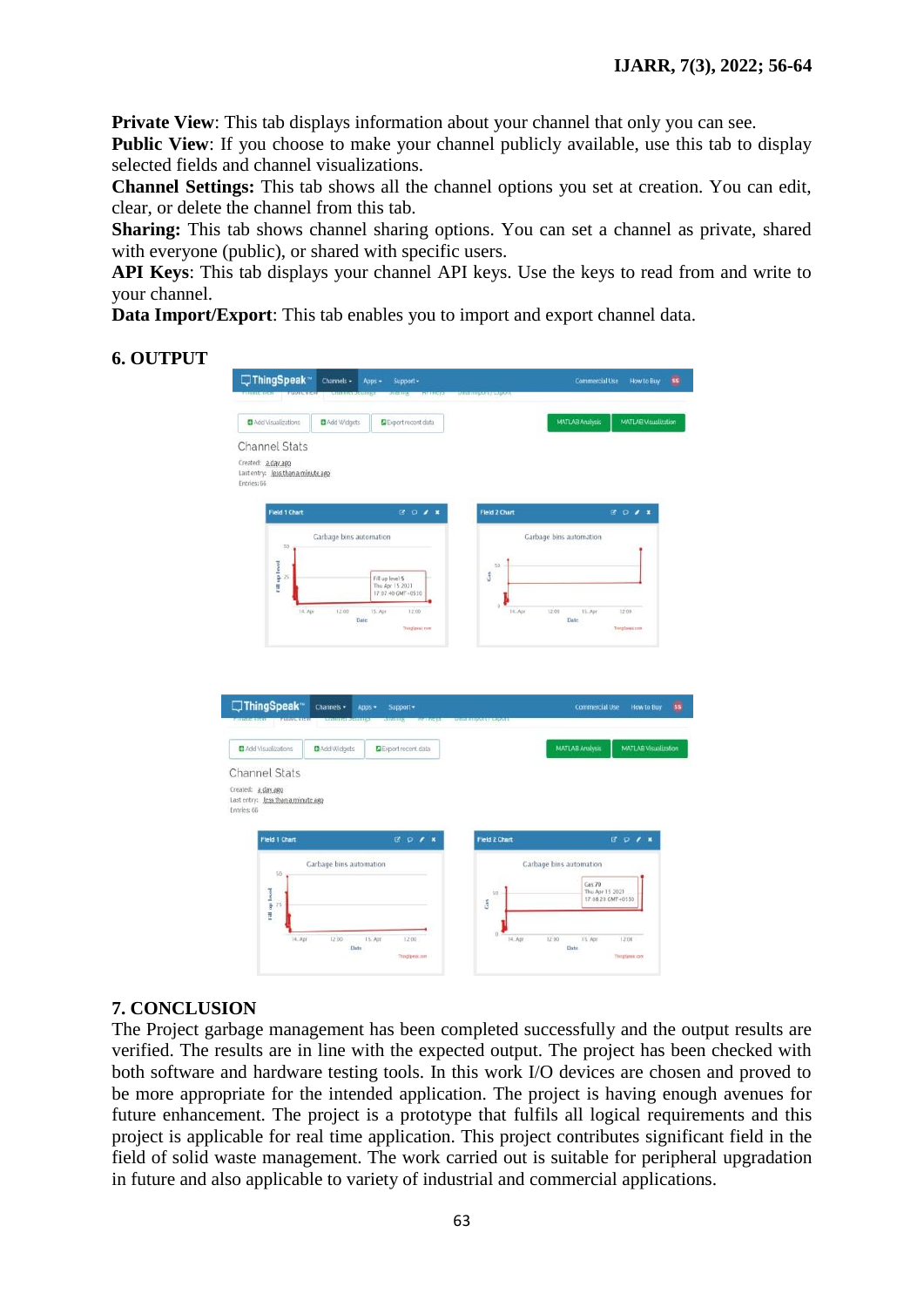**Private View**: This tab displays information about your channel that only you can see.
**Public View**: If you choose to make your channel publicly available, use this tab to display selected fields and channel visualizations.
**Channel Settings:** This tab shows all the channel options you set at creation. You can edit, clear, or delete the channel from this tab.
**Sharing:** This tab shows channel sharing options. You can set a channel as private, shared with everyone (public), or shared with specific users.
**API Keys**: This tab displays your channel API keys. Use the keys to read from and write to your channel.
**Data Import/Export**: This tab enables you to import and export channel data.

## 6. OUTPUT

## 7. CONCLUSION

The Project garbage management has been completed successfully and the output results are verified. The results are in line with the expected output. The project has been checked with both software and hardware testing tools. In this work I/O devices are chosen and proved to be more appropriate for the intended application. The project is having enough avenues for future enhancement. The project is a prototype that fulfils all logical requirements and this project is applicable for real time application. This project contributes significant field in the field of solid waste management. The work carried out is suitable for peripheral upgradation in future and also applicable to variety of industrial and commercial applications.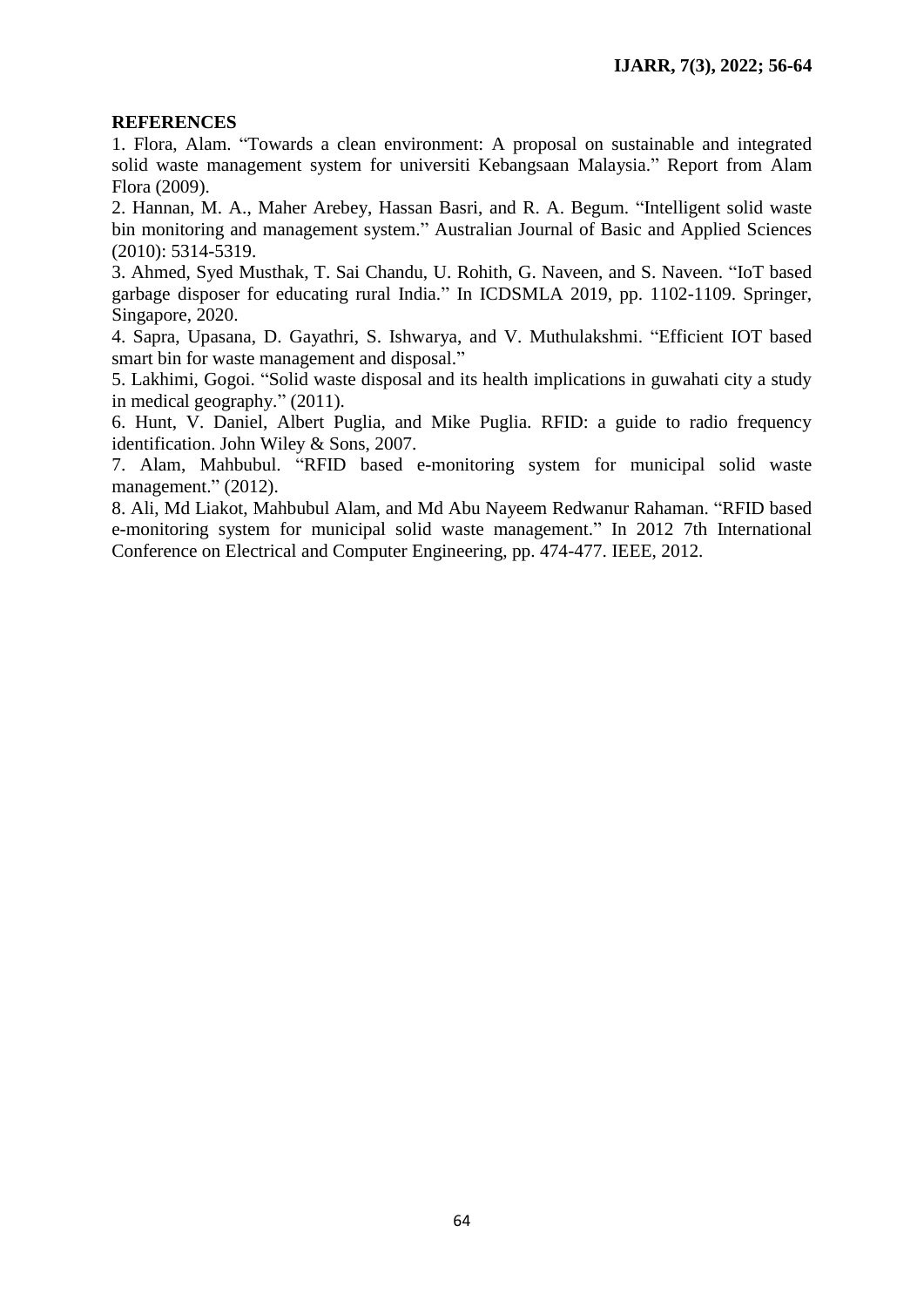## REFERENCES

1. Flora, Alam. "Towards a clean environment: A proposal on sustainable and integrated solid waste management system for universiti Kebangsaan Malaysia." Report from Alam Flora (2009).
2. Hannan, M. A., Maher Arebey, Hassan Basri, and R. A. Begum. "Intelligent solid waste bin monitoring and management system." Australian Journal of Basic and Applied Sciences (2010): 5314-5319.
3. Ahmed, Syed Musthak, T. Sai Chandu, U. Rohith, G. Naveen, and S. Naveen. "IoT based garbage disposer for educating rural India." In ICDSMLA 2019, pp. 1102-1109. Springer, Singapore, 2020.
4. Sapra, Upasana, D. Gayathri, S. Ishwarya, and V. Muthulakshmi. "Efficient IOT based smart bin for waste management and disposal."
5. Lakhimi, Gogoi. "Solid waste disposal and its health implications in guwahati city a study in medical geography." (2011).
6. Hunt, V. Daniel, Albert Puglia, and Mike Puglia. RFID: a guide to radio frequency identification. John Wiley & Sons, 2007.
7. Alam, Mahbubul. "RFID based e-monitoring system for municipal solid waste management." (2012).
8. Ali, Md Liakot, Mahbubul Alam, and Md Abu Nayeem Redwanur Rahaman. "RFID based e-monitoring system for municipal solid waste management." In 2012 7th International Conference on Electrical and Computer Engineering, pp. 474-477. IEEE, 2012.